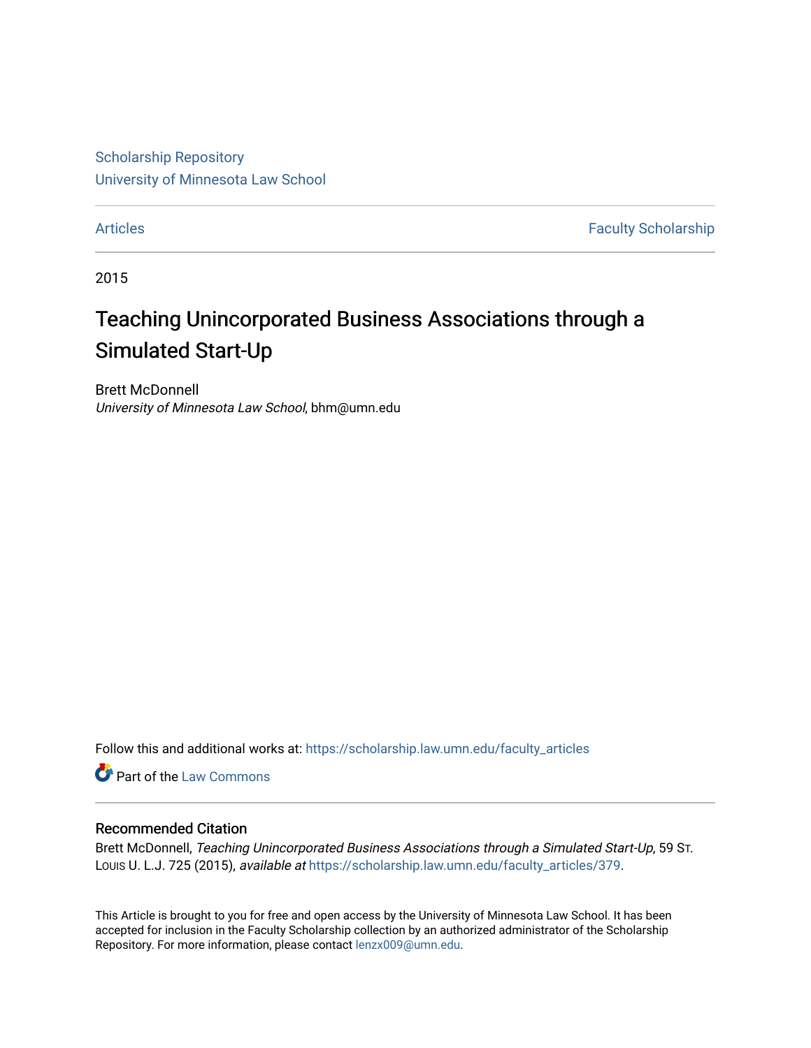Scholarship Repository
University of Minnesota Law School

Articles | Faculty Scholarship

2015

# Teaching Unincorporated Business Associations through a Simulated Start-Up

Brett McDonnell
*University of Minnesota Law School*, bhm@umn.edu

Follow this and additional works at: https://scholarship.law.umn.edu/faculty_articles

Part of the Law Commons

## Recommended Citation

Brett McDonnell, *Teaching Unincorporated Business Associations through a Simulated Start-Up*, 59 ST. LOUIS U. L.J. 725 (2015), *available at* https://scholarship.law.umn.edu/faculty_articles/379.

This Article is brought to you for free and open access by the University of Minnesota Law School. It has been accepted for inclusion in the Faculty Scholarship collection by an authorized administrator of the Scholarship Repository. For more information, please contact lenzx009@umn.edu.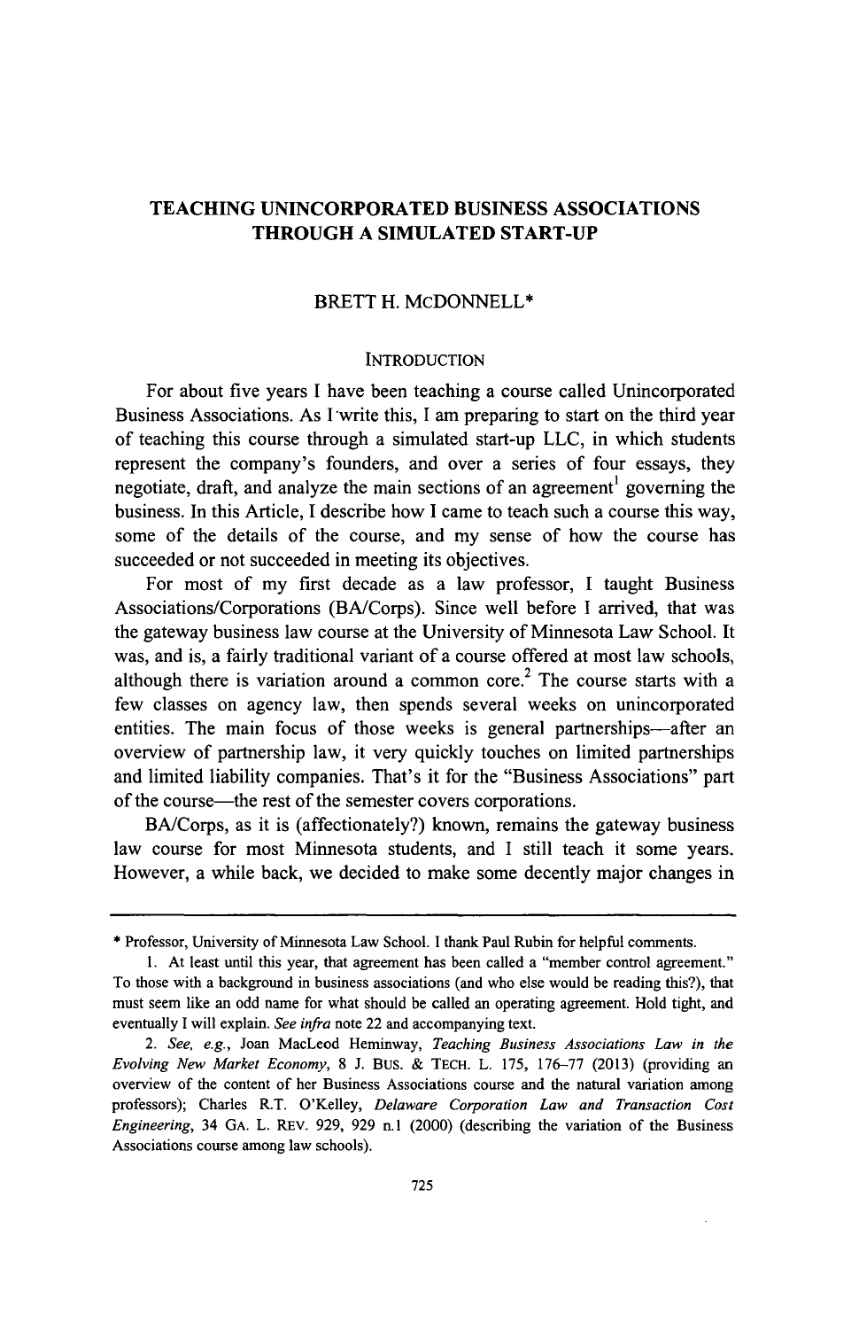# TEACHING UNINCORPORATED BUSINESS ASSOCIATIONS THROUGH A SIMULATED START-UP

BRETT H. MCDONNELL*

## INTRODUCTION

For about five years I have been teaching a course called Unincorporated Business Associations. As I write this, I am preparing to start on the third year of teaching this course through a simulated start-up LLC, in which students represent the company's founders, and over a series of four essays, they negotiate, draft, and analyze the main sections of an agreement[1] governing the business. In this Article, I describe how I came to teach such a course this way, some of the details of the course, and my sense of how the course has succeeded or not succeeded in meeting its objectives.

For most of my first decade as a law professor, I taught Business Associations/Corporations (BA/Corps). Since well before I arrived, that was the gateway business law course at the University of Minnesota Law School. It was, and is, a fairly traditional variant of a course offered at most law schools, although there is variation around a common core.[2] The course starts with a few classes on agency law, then spends several weeks on unincorporated entities. The main focus of those weeks is general partnerships—after an overview of partnership law, it very quickly touches on limited partnerships and limited liability companies. That's it for the "Business Associations" part of the course—the rest of the semester covers corporations.

BA/Corps, as it is (affectionately?) known, remains the gateway business law course for most Minnesota students, and I still teach it some years. However, a while back, we decided to make some decently major changes in

---

\* Professor, University of Minnesota Law School. I thank Paul Rubin for helpful comments.

1. At least until this year, that agreement has been called a "member control agreement." To those with a background in business associations (and who else would be reading this?), that must seem like an odd name for what should be called an operating agreement. Hold tight, and eventually I will explain. *See infra* note 22 and accompanying text.

2. *See, e.g.*, Joan MacLeod Heminway, *Teaching Business Associations Law in the Evolving New Market Economy*, 8 J. BUS. & TECH. L. 175, 176–77 (2013) (providing an overview of the content of her Business Associations course and the natural variation among professors); Charles R.T. O'Kelley, *Delaware Corporation Law and Transaction Cost Engineering*, 34 GA. L. REV. 929, 929 n.1 (2000) (describing the variation of the Business Associations course among law schools).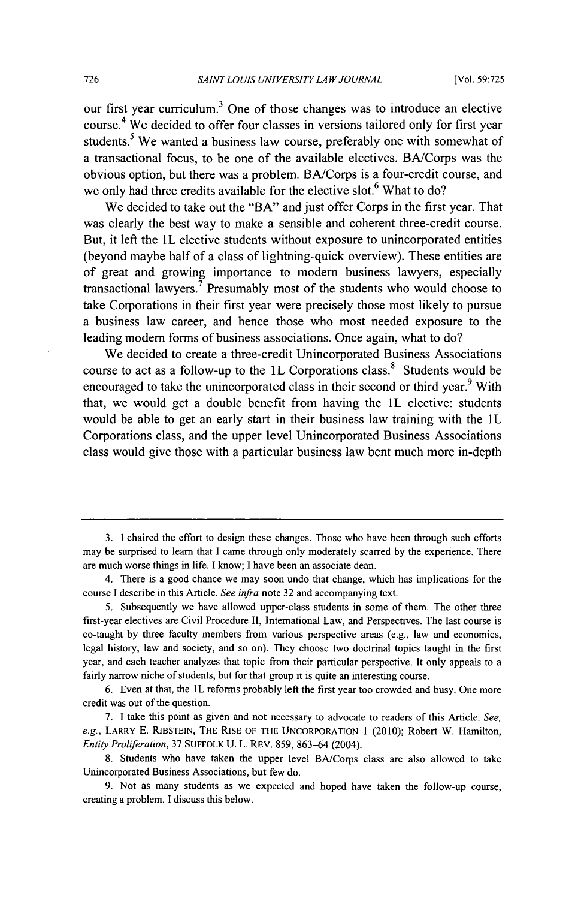our first year curriculum.[3] One of those changes was to introduce an elective course.[4] We decided to offer four classes in versions tailored only for first year students.[5] We wanted a business law course, preferably one with somewhat of a transactional focus, to be one of the available electives. BA/Corps was the obvious option, but there was a problem. BA/Corps is a four-credit course, and we only had three credits available for the elective slot.[6] What to do?

We decided to take out the "BA" and just offer Corps in the first year. That was clearly the best way to make a sensible and coherent three-credit course. But, it left the 1L elective students without exposure to unincorporated entities (beyond maybe half of a class of lightning-quick overview). These entities are of great and growing importance to modern business lawyers, especially transactional lawyers.[7] Presumably most of the students who would choose to take Corporations in their first year were precisely those most likely to pursue a business law career, and hence those who most needed exposure to the leading modern forms of business associations. Once again, what to do?

We decided to create a three-credit Unincorporated Business Associations course to act as a follow-up to the 1L Corporations class.[8] Students would be encouraged to take the unincorporated class in their second or third year.[9] With that, we would get a double benefit from having the 1L elective: students would be able to get an early start in their business law training with the 1L Corporations class, and the upper level Unincorporated Business Associations class would give those with a particular business law bent much more in-depth

---

3. I chaired the effort to design these changes. Those who have been through such efforts may be surprised to learn that I came through only moderately scarred by the experience. There are much worse things in life. I know; I have been an associate dean.

4. There is a good chance we may soon undo that change, which has implications for the course I describe in this Article. *See infra* note 32 and accompanying text.

5. Subsequently we have allowed upper-class students in some of them. The other three first-year electives are Civil Procedure II, International Law, and Perspectives. The last course is co-taught by three faculty members from various perspective areas (e.g., law and economics, legal history, law and society, and so on). They choose two doctrinal topics taught in the first year, and each teacher analyzes that topic from their particular perspective. It only appeals to a fairly narrow niche of students, but for that group it is quite an interesting course.

6. Even at that, the 1L reforms probably left the first year too crowded and busy. One more credit was out of the question.

7. I take this point as given and not necessary to advocate to readers of this Article. *See, e.g.*, LARRY E. RIBSTEIN, THE RISE OF THE UNCORPORATION 1 (2010); Robert W. Hamilton, *Entity Proliferation*, 37 SUFFOLK U. L. REV. 859, 863–64 (2004).

8. Students who have taken the upper level BA/Corps class are also allowed to take Unincorporated Business Associations, but few do.

9. Not as many students as we expected and hoped have taken the follow-up course, creating a problem. I discuss this below.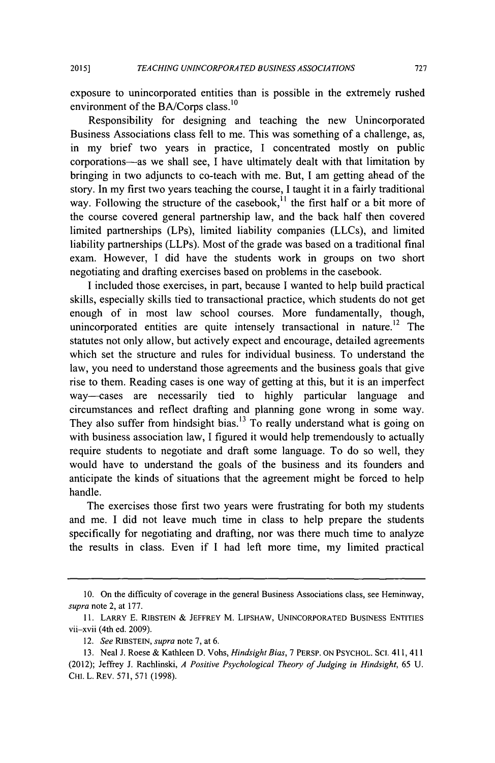exposure to unincorporated entities than is possible in the extremely rushed environment of the BA/Corps class.[10]

Responsibility for designing and teaching the new Unincorporated Business Associations class fell to me. This was something of a challenge, as, in my brief two years in practice, I concentrated mostly on public corporations—as we shall see, I have ultimately dealt with that limitation by bringing in two adjuncts to co-teach with me. But, I am getting ahead of the story. In my first two years teaching the course, I taught it in a fairly traditional way. Following the structure of the casebook,[11] the first half or a bit more of the course covered general partnership law, and the back half then covered limited partnerships (LPs), limited liability companies (LLCs), and limited liability partnerships (LLPs). Most of the grade was based on a traditional final exam. However, I did have the students work in groups on two short negotiating and drafting exercises based on problems in the casebook.

I included those exercises, in part, because I wanted to help build practical skills, especially skills tied to transactional practice, which students do not get enough of in most law school courses. More fundamentally, though, unincorporated entities are quite intensely transactional in nature.[12] The statutes not only allow, but actively expect and encourage, detailed agreements which set the structure and rules for individual business. To understand the law, you need to understand those agreements and the business goals that give rise to them. Reading cases is one way of getting at this, but it is an imperfect way—cases are necessarily tied to highly particular language and circumstances and reflect drafting and planning gone wrong in some way. They also suffer from hindsight bias.[13] To really understand what is going on with business association law, I figured it would help tremendously to actually require students to negotiate and draft some language. To do so well, they would have to understand the goals of the business and its founders and anticipate the kinds of situations that the agreement might be forced to help handle.

The exercises those first two years were frustrating for both my students and me. I did not leave much time in class to help prepare the students specifically for negotiating and drafting, nor was there much time to analyze the results in class. Even if I had left more time, my limited practical

---

10. On the difficulty of coverage in the general Business Associations class, see Heminway, *supra* note 2, at 177.

11. LARRY E. RIBSTEIN & JEFFREY M. LIPSHAW, UNINCORPORATED BUSINESS ENTITIES vii–xvii (4th ed. 2009).

12. *See* RIBSTEIN, *supra* note 7, at 6.

13. Neal J. Roese & Kathleen D. Vohs, *Hindsight Bias*, 7 PERSP. ON PSYCHOL. SCI. 411, 411 (2012); Jeffrey J. Rachlinski, *A Positive Psychological Theory of Judging in Hindsight*, 65 U. CHI. L. REV. 571, 571 (1998).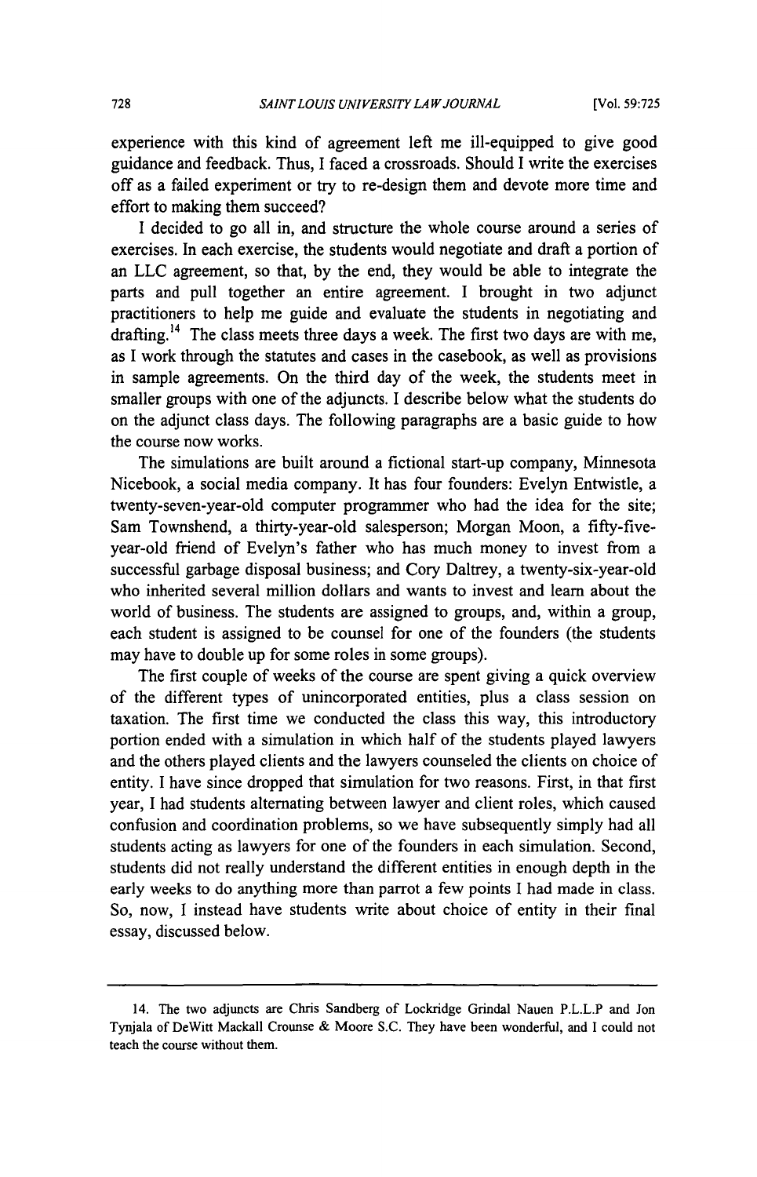experience with this kind of agreement left me ill-equipped to give good guidance and feedback. Thus, I faced a crossroads. Should I write the exercises off as a failed experiment or try to re-design them and devote more time and effort to making them succeed?

I decided to go all in, and structure the whole course around a series of exercises. In each exercise, the students would negotiate and draft a portion of an LLC agreement, so that, by the end, they would be able to integrate the parts and pull together an entire agreement. I brought in two adjunct practitioners to help me guide and evaluate the students in negotiating and drafting.[14] The class meets three days a week. The first two days are with me, as I work through the statutes and cases in the casebook, as well as provisions in sample agreements. On the third day of the week, the students meet in smaller groups with one of the adjuncts. I describe below what the students do on the adjunct class days. The following paragraphs are a basic guide to how the course now works.

The simulations are built around a fictional start-up company, Minnesota Nicebook, a social media company. It has four founders: Evelyn Entwistle, a twenty-seven-year-old computer programmer who had the idea for the site; Sam Townshend, a thirty-year-old salesperson; Morgan Moon, a fifty-five-year-old friend of Evelyn's father who has much money to invest from a successful garbage disposal business; and Cory Daltrey, a twenty-six-year-old who inherited several million dollars and wants to invest and learn about the world of business. The students are assigned to groups, and, within a group, each student is assigned to be counsel for one of the founders (the students may have to double up for some roles in some groups).

The first couple of weeks of the course are spent giving a quick overview of the different types of unincorporated entities, plus a class session on taxation. The first time we conducted the class this way, this introductory portion ended with a simulation in which half of the students played lawyers and the others played clients and the lawyers counseled the clients on choice of entity. I have since dropped that simulation for two reasons. First, in that first year, I had students alternating between lawyer and client roles, which caused confusion and coordination problems, so we have subsequently simply had all students acting as lawyers for one of the founders in each simulation. Second, students did not really understand the different entities in enough depth in the early weeks to do anything more than parrot a few points I had made in class. So, now, I instead have students write about choice of entity in their final essay, discussed below.

---

14. The two adjuncts are Chris Sandberg of Lockridge Grindal Nauen P.L.L.P and Jon Tynjala of DeWitt Mackall Crounse & Moore S.C. They have been wonderful, and I could not teach the course without them.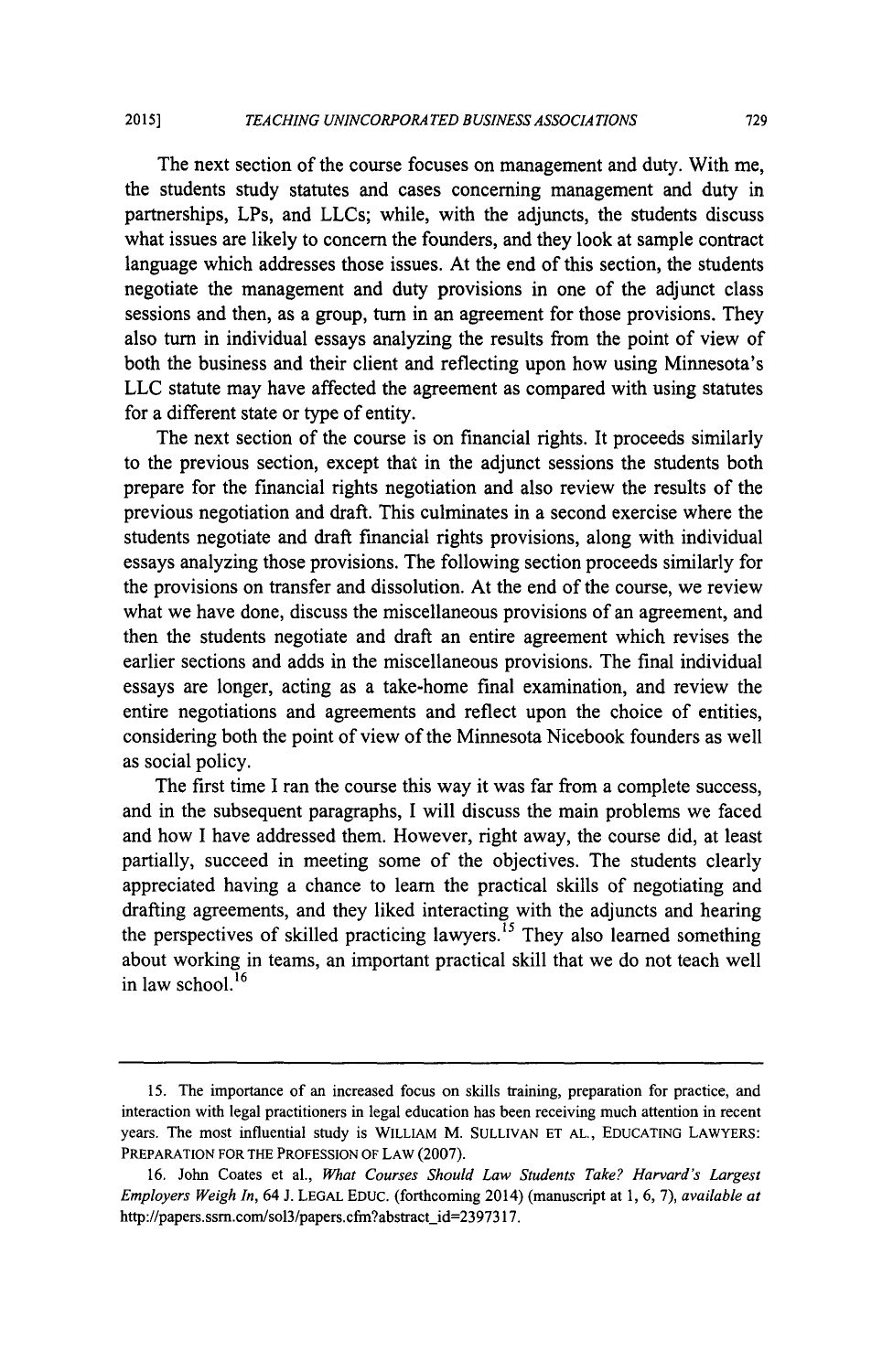The next section of the course focuses on management and duty. With me, the students study statutes and cases concerning management and duty in partnerships, LPs, and LLCs; while, with the adjuncts, the students discuss what issues are likely to concern the founders, and they look at sample contract language which addresses those issues. At the end of this section, the students negotiate the management and duty provisions in one of the adjunct class sessions and then, as a group, turn in an agreement for those provisions. They also turn in individual essays analyzing the results from the point of view of both the business and their client and reflecting upon how using Minnesota's LLC statute may have affected the agreement as compared with using statutes for a different state or type of entity.

The next section of the course is on financial rights. It proceeds similarly to the previous section, except that in the adjunct sessions the students both prepare for the financial rights negotiation and also review the results of the previous negotiation and draft. This culminates in a second exercise where the students negotiate and draft financial rights provisions, along with individual essays analyzing those provisions. The following section proceeds similarly for the provisions on transfer and dissolution. At the end of the course, we review what we have done, discuss the miscellaneous provisions of an agreement, and then the students negotiate and draft an entire agreement which revises the earlier sections and adds in the miscellaneous provisions. The final individual essays are longer, acting as a take-home final examination, and review the entire negotiations and agreements and reflect upon the choice of entities, considering both the point of view of the Minnesota Nicebook founders as well as social policy.

The first time I ran the course this way it was far from a complete success, and in the subsequent paragraphs, I will discuss the main problems we faced and how I have addressed them. However, right away, the course did, at least partially, succeed in meeting some of the objectives. The students clearly appreciated having a chance to learn the practical skills of negotiating and drafting agreements, and they liked interacting with the adjuncts and hearing the perspectives of skilled practicing lawyers.[15] They also learned something about working in teams, an important practical skill that we do not teach well in law school.[16]

---

15. The importance of an increased focus on skills training, preparation for practice, and interaction with legal practitioners in legal education has been receiving much attention in recent years. The most influential study is WILLIAM M. SULLIVAN ET AL., EDUCATING LAWYERS: PREPARATION FOR THE PROFESSION OF LAW (2007).

16. John Coates et al., *What Courses Should Law Students Take? Harvard's Largest Employers Weigh In*, 64 J. LEGAL EDUC. (forthcoming 2014) (manuscript at 1, 6, 7), *available at* http://papers.ssrn.com/sol3/papers.cfm?abstract_id=2397317.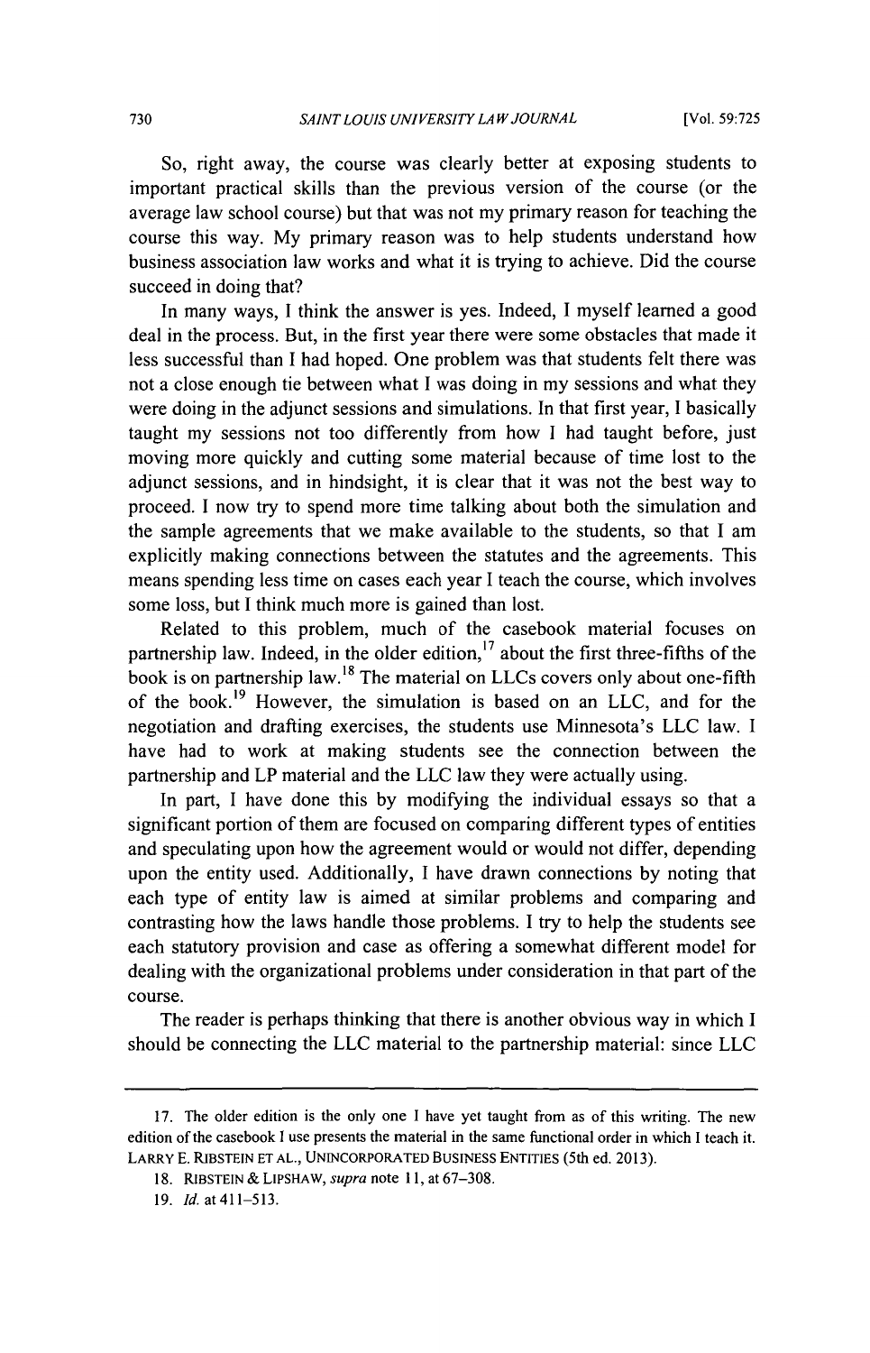So, right away, the course was clearly better at exposing students to important practical skills than the previous version of the course (or the average law school course) but that was not my primary reason for teaching the course this way. My primary reason was to help students understand how business association law works and what it is trying to achieve. Did the course succeed in doing that?

In many ways, I think the answer is yes. Indeed, I myself learned a good deal in the process. But, in the first year there were some obstacles that made it less successful than I had hoped. One problem was that students felt there was not a close enough tie between what I was doing in my sessions and what they were doing in the adjunct sessions and simulations. In that first year, I basically taught my sessions not too differently from how I had taught before, just moving more quickly and cutting some material because of time lost to the adjunct sessions, and in hindsight, it is clear that it was not the best way to proceed. I now try to spend more time talking about both the simulation and the sample agreements that we make available to the students, so that I am explicitly making connections between the statutes and the agreements. This means spending less time on cases each year I teach the course, which involves some loss, but I think much more is gained than lost.

Related to this problem, much of the casebook material focuses on partnership law. Indeed, in the older edition,[17] about the first three-fifths of the book is on partnership law.[18] The material on LLCs covers only about one-fifth of the book.[19] However, the simulation is based on an LLC, and for the negotiation and drafting exercises, the students use Minnesota's LLC law. I have had to work at making students see the connection between the partnership and LP material and the LLC law they were actually using.

In part, I have done this by modifying the individual essays so that a significant portion of them are focused on comparing different types of entities and speculating upon how the agreement would or would not differ, depending upon the entity used. Additionally, I have drawn connections by noting that each type of entity law is aimed at similar problems and comparing and contrasting how the laws handle those problems. I try to help the students see each statutory provision and case as offering a somewhat different model for dealing with the organizational problems under consideration in that part of the course.

The reader is perhaps thinking that there is another obvious way in which I should be connecting the LLC material to the partnership material: since LLC

---

17. The older edition is the only one I have yet taught from as of this writing. The new edition of the casebook I use presents the material in the same functional order in which I teach it. LARRY E. RIBSTEIN ET AL., UNINCORPORATED BUSINESS ENTITIES (5th ed. 2013).

18. RIBSTEIN & LIPSHAW, *supra* note 11, at 67–308.

19. *Id.* at 411–513.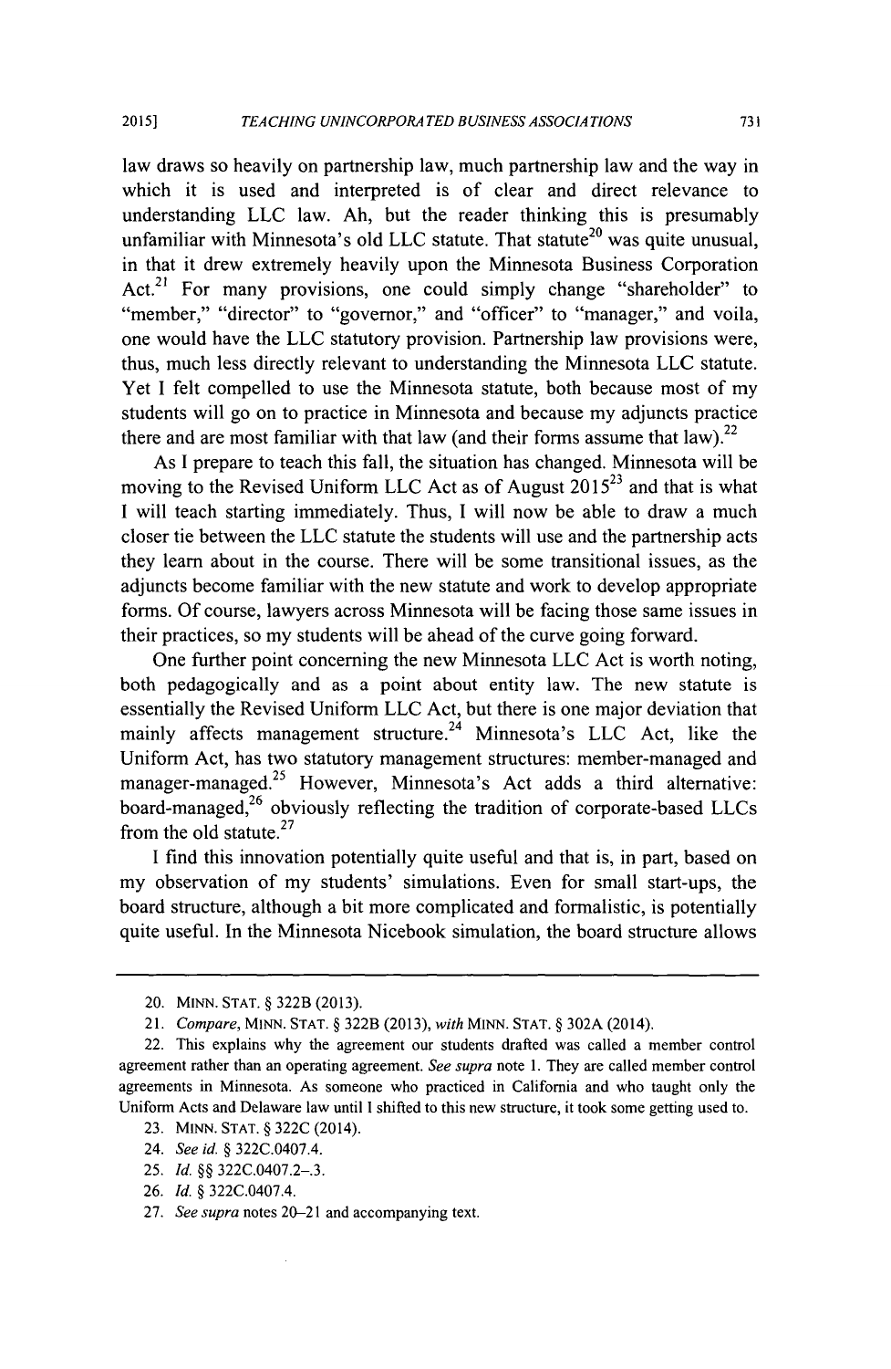law draws so heavily on partnership law, much partnership law and the way in which it is used and interpreted is of clear and direct relevance to understanding LLC law. Ah, but the reader thinking this is presumably unfamiliar with Minnesota's old LLC statute. That statute[20] was quite unusual, in that it drew extremely heavily upon the Minnesota Business Corporation Act.[21] For many provisions, one could simply change "shareholder" to "member," "director" to "governor," and "officer" to "manager," and voila, one would have the LLC statutory provision. Partnership law provisions were, thus, much less directly relevant to understanding the Minnesota LLC statute. Yet I felt compelled to use the Minnesota statute, both because most of my students will go on to practice in Minnesota and because my adjuncts practice there and are most familiar with that law (and their forms assume that law).[22]

As I prepare to teach this fall, the situation has changed. Minnesota will be moving to the Revised Uniform LLC Act as of August 2015[23] and that is what I will teach starting immediately. Thus, I will now be able to draw a much closer tie between the LLC statute the students will use and the partnership acts they learn about in the course. There will be some transitional issues, as the adjuncts become familiar with the new statute and work to develop appropriate forms. Of course, lawyers across Minnesota will be facing those same issues in their practices, so my students will be ahead of the curve going forward.

One further point concerning the new Minnesota LLC Act is worth noting, both pedagogically and as a point about entity law. The new statute is essentially the Revised Uniform LLC Act, but there is one major deviation that mainly affects management structure.[24] Minnesota's LLC Act, like the Uniform Act, has two statutory management structures: member-managed and manager-managed.[25] However, Minnesota's Act adds a third alternative: board-managed,[26] obviously reflecting the tradition of corporate-based LLCs from the old statute.[27]

I find this innovation potentially quite useful and that is, in part, based on my observation of my students' simulations. Even for small start-ups, the board structure, although a bit more complicated and formalistic, is potentially quite useful. In the Minnesota Nicebook simulation, the board structure allows

---

20. MINN. STAT. § 322B (2013).

21. *Compare*, MINN. STAT. § 322B (2013), *with* MINN. STAT. § 302A (2014).

22. This explains why the agreement our students drafted was called a member control agreement rather than an operating agreement. *See supra* note 1. They are called member control agreements in Minnesota. As someone who practiced in California and who taught only the Uniform Acts and Delaware law until I shifted to this new structure, it took some getting used to.

23. MINN. STAT. § 322C (2014).

24. *See id.* § 322C.0407.4.

25. *Id.* §§ 322C.0407.2–.3.

26. *Id.* § 322C.0407.4.

27. *See supra* notes 20–21 and accompanying text.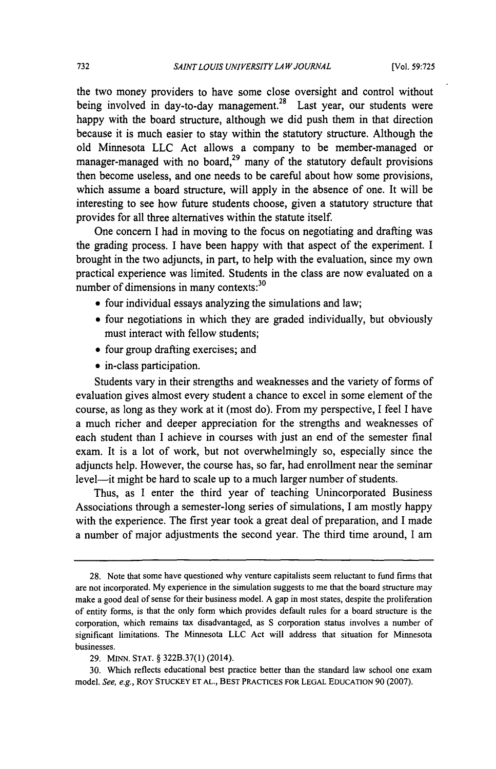the two money providers to have some close oversight and control without being involved in day-to-day management.[28] Last year, our students were happy with the board structure, although we did push them in that direction because it is much easier to stay within the statutory structure. Although the old Minnesota LLC Act allows a company to be member-managed or manager-managed with no board,[29] many of the statutory default provisions then become useless, and one needs to be careful about how some provisions, which assume a board structure, will apply in the absence of one. It will be interesting to see how future students choose, given a statutory structure that provides for all three alternatives within the statute itself.

One concern I had in moving to the focus on negotiating and drafting was the grading process. I have been happy with that aspect of the experiment. I brought in the two adjuncts, in part, to help with the evaluation, since my own practical experience was limited. Students in the class are now evaluated on a number of dimensions in many contexts:[30]

- four individual essays analyzing the simulations and law;
- four negotiations in which they are graded individually, but obviously must interact with fellow students;
- four group drafting exercises; and
- in-class participation.

Students vary in their strengths and weaknesses and the variety of forms of evaluation gives almost every student a chance to excel in some element of the course, as long as they work at it (most do). From my perspective, I feel I have a much richer and deeper appreciation for the strengths and weaknesses of each student than I achieve in courses with just an end of the semester final exam. It is a lot of work, but not overwhelmingly so, especially since the adjuncts help. However, the course has, so far, had enrollment near the seminar level—it might be hard to scale up to a much larger number of students.

Thus, as I enter the third year of teaching Unincorporated Business Associations through a semester-long series of simulations, I am mostly happy with the experience. The first year took a great deal of preparation, and I made a number of major adjustments the second year. The third time around, I am

---

28. Note that some have questioned why venture capitalists seem reluctant to fund firms that are not incorporated. My experience in the simulation suggests to me that the board structure may make a good deal of sense for their business model. A gap in most states, despite the proliferation of entity forms, is that the only form which provides default rules for a board structure is the corporation, which remains tax disadvantaged, as S corporation status involves a number of significant limitations. The Minnesota LLC Act will address that situation for Minnesota businesses.

29. MINN. STAT. § 322B.37(1) (2014).

30. Which reflects educational best practice better than the standard law school one exam model. *See, e.g.*, ROY STUCKEY ET AL., BEST PRACTICES FOR LEGAL EDUCATION 90 (2007).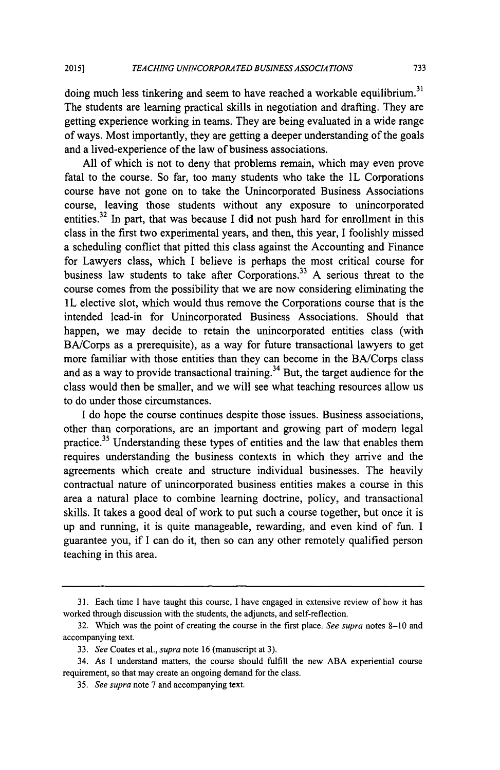doing much less tinkering and seem to have reached a workable equilibrium.[31] The students are learning practical skills in negotiation and drafting. They are getting experience working in teams. They are being evaluated in a wide range of ways. Most importantly, they are getting a deeper understanding of the goals and a lived-experience of the law of business associations.

All of which is not to deny that problems remain, which may even prove fatal to the course. So far, too many students who take the 1L Corporations course have not gone on to take the Unincorporated Business Associations course, leaving those students without any exposure to unincorporated entities.[32] In part, that was because I did not push hard for enrollment in this class in the first two experimental years, and then, this year, I foolishly missed a scheduling conflict that pitted this class against the Accounting and Finance for Lawyers class, which I believe is perhaps the most critical course for business law students to take after Corporations.[33] A serious threat to the course comes from the possibility that we are now considering eliminating the 1L elective slot, which would thus remove the Corporations course that is the intended lead-in for Unincorporated Business Associations. Should that happen, we may decide to retain the unincorporated entities class (with BA/Corps as a prerequisite), as a way for future transactional lawyers to get more familiar with those entities than they can become in the BA/Corps class and as a way to provide transactional training.[34] But, the target audience for the class would then be smaller, and we will see what teaching resources allow us to do under those circumstances.

I do hope the course continues despite those issues. Business associations, other than corporations, are an important and growing part of modern legal practice.[35] Understanding these types of entities and the law that enables them requires understanding the business contexts in which they arrive and the agreements which create and structure individual businesses. The heavily contractual nature of unincorporated business entities makes a course in this area a natural place to combine learning doctrine, policy, and transactional skills. It takes a good deal of work to put such a course together, but once it is up and running, it is quite manageable, rewarding, and even kind of fun. I guarantee you, if I can do it, then so can any other remotely qualified person teaching in this area.

---

31. Each time I have taught this course, I have engaged in extensive review of how it has worked through discussion with the students, the adjuncts, and self-reflection.

32. Which was the point of creating the course in the first place. *See supra* notes 8–10 and accompanying text.

33. *See* Coates et al., *supra* note 16 (manuscript at 3).

34. As I understand matters, the course should fulfill the new ABA experiential course requirement, so that may create an ongoing demand for the class.

35. *See supra* note 7 and accompanying text.